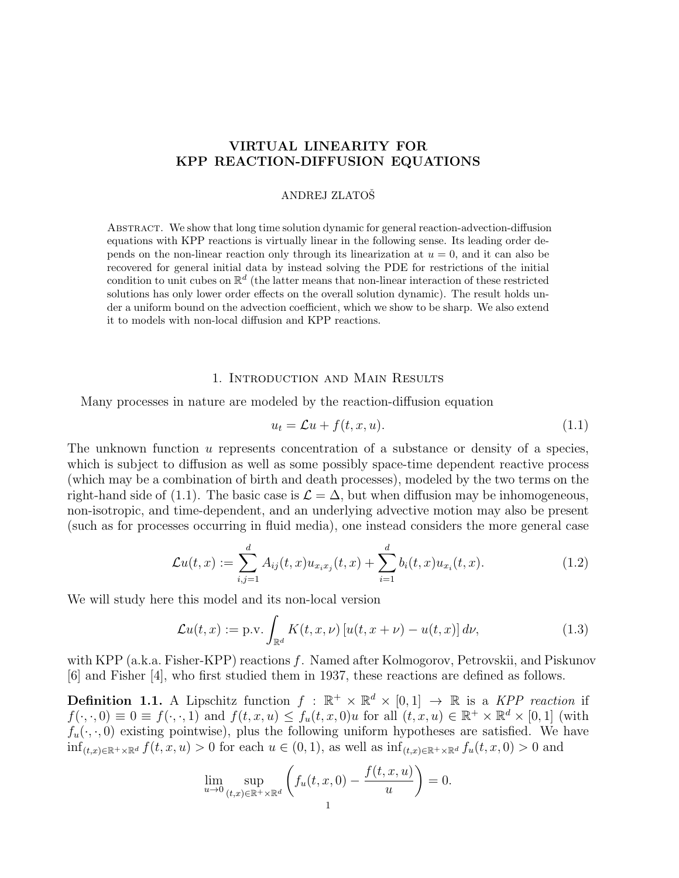# VIRTUAL LINEARITY FOR KPP REACTION-DIFFUSION EQUATIONS

ANDREJ ZLATOŠ

Abstract. We show that long time solution dynamic for general reaction-advection-diffusion equations with KPP reactions is virtually linear in the following sense. Its leading order depends on the non-linear reaction only through its linearization at $u = 0$, and it can also be recovered for general initial data by instead solving the PDE for restrictions of the initial condition to unit cubes on $\mathbb{R}^d$ (the latter means that non-linear interaction of these restricted solutions has only lower order effects on the overall solution dynamic). The result holds under a uniform bound on the advection coefficient, which we show to be sharp. We also extend it to models with non-local diffusion and KPP reactions.

## 1. Introduction and Main Results

Many processes in nature are modeled by the reaction-diffusion equation

$$u_t = \mathcal{L}u + f(t, x, u). \tag{1.1}$$

The unknown function $u$ represents concentration of a substance or density of a species, which is subject to diffusion as well as some possibly space-time dependent reactive process (which may be a combination of birth and death processes), modeled by the two terms on the right-hand side of (1.1). The basic case is $\mathcal{L} = \Delta$, but when diffusion may be inhomogeneous, non-isotropic, and time-dependent, and an underlying advective motion may also be present (such as for processes occurring in fluid media), one instead considers the more general case

$$\mathcal{L}u(t, x) := \sum_{i,j=1}^{d} A_{ij}(t, x)u_{x_i x_j}(t, x) + \sum_{i=1}^{d} b_i(t, x)u_{x_i}(t, x). \tag{1.2}$$

We will study here this model and its non-local version

$$\mathcal{L}u(t, x) := \text{p.v.} \int_{\mathbb{R}^d} K(t, x, \nu) \left[u(t, x + \nu) - u(t, x)\right] d\nu, \tag{1.3}$$

with KPP (a.k.a. Fisher-KPP) reactions $f$. Named after Kolmogorov, Petrovskii, and Piskunov [6] and Fisher [4], who first studied them in 1937, these reactions are defined as follows.

**Definition 1.1.** A Lipschitz function $f : \mathbb{R}^+ \times \mathbb{R}^d \times [0, 1] \to \mathbb{R}$ is a *KPP reaction* if $f(\cdot, \cdot, 0) \equiv 0 \equiv f(\cdot, \cdot, 1)$ and $f(t, x, u) \le f_u(t, x, 0)u$ for all $(t, x, u) \in \mathbb{R}^+ \times \mathbb{R}^d \times [0, 1]$ (with $f_u(\cdot, \cdot, 0)$ existing pointwise), plus the following uniform hypotheses are satisfied. We have $\inf_{(t,x)\in\mathbb{R}^+\times\mathbb{R}^d} f(t, x, u) > 0$ for each $u \in (0, 1)$, as well as $\inf_{(t,x)\in\mathbb{R}^+\times\mathbb{R}^d} f_u(t, x, 0) > 0$ and

$$\lim_{u\to 0} \sup_{(t,x)\in\mathbb{R}^+\times\mathbb{R}^d} \left( f_u(t, x, 0) - \frac{f(t, x, u)}{u} \right) = 0.$$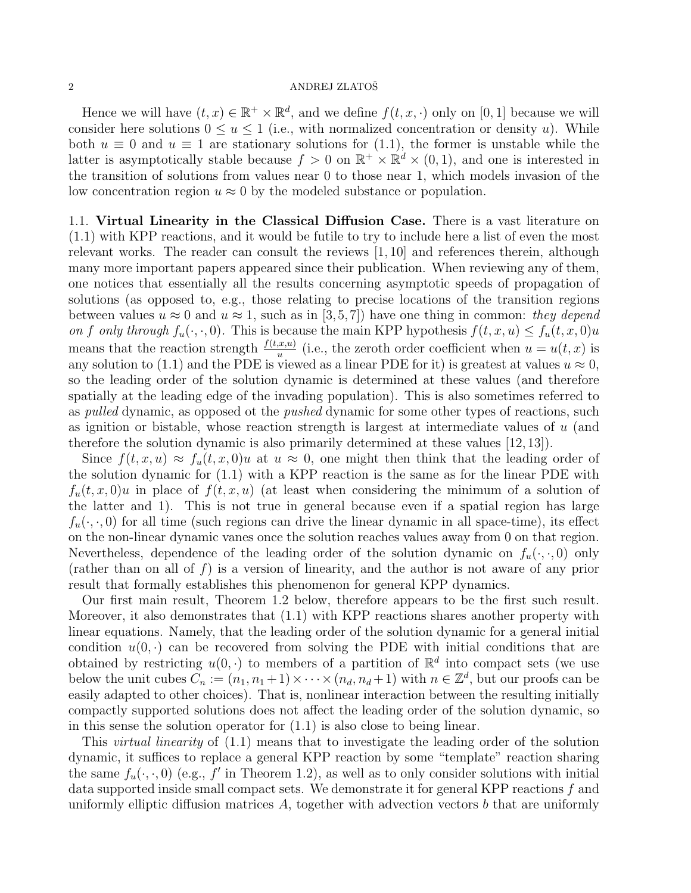Hence we will have $(t, x) \in \mathbb{R}^+ \times \mathbb{R}^d$, and we define $f(t, x, \cdot)$ only on $[0, 1]$ because we will consider here solutions $0 \le u \le 1$ (i.e., with normalized concentration or density $u$). While both $u \equiv 0$ and $u \equiv 1$ are stationary solutions for (1.1), the former is unstable while the latter is asymptotically stable because $f > 0$ on $\mathbb{R}^+ \times \mathbb{R}^d \times (0, 1)$, and one is interested in the transition of solutions from values near 0 to those near 1, which models invasion of the low concentration region $u \approx 0$ by the modeled substance or population.

## 1.1. **Virtual Linearity in the Classical Diffusion Case.**

There is a vast literature on (1.1) with KPP reactions, and it would be futile to try to include here a list of even the most relevant works. The reader can consult the reviews [1, 10] and references therein, although many more important papers appeared since their publication. When reviewing any of them, one notices that essentially all the results concerning asymptotic speeds of propagation of solutions (as opposed to, e.g., those relating to precise locations of the transition regions between values $u \approx 0$ and $u \approx 1$, such as in [3, 5, 7]) have one thing in common: *they depend on $f$ only through $f_u(\cdot, \cdot, 0)$*. This is because the main KPP hypothesis $f(t, x, u) \le f_u(t, x, 0)u$ means that the reaction strength $\frac{f(t,x,u)}{u}$ (i.e., the zeroth order coefficient when $u = u(t, x)$ is any solution to (1.1) and the PDE is viewed as a linear PDE for it) is greatest at values $u \approx 0$, so the leading order of the solution dynamic is determined at these values (and therefore spatially at the leading edge of the invading population). This is also sometimes referred to as *pulled* dynamic, as opposed ot the *pushed* dynamic for some other types of reactions, such as ignition or bistable, whose reaction strength is largest at intermediate values of $u$ (and therefore the solution dynamic is also primarily determined at these values [12, 13]).

Since $f(t, x, u) \approx f_u(t, x, 0)u$ at $u \approx 0$, one might then think that the leading order of the solution dynamic for (1.1) with a KPP reaction is the same as for the linear PDE with $f_u(t, x, 0)u$ in place of $f(t, x, u)$ (at least when considering the minimum of a solution of the latter and 1). This is not true in general because even if a spatial region has large $f_u(\cdot, \cdot, 0)$ for all time (such regions can drive the linear dynamic in all space-time), its effect on the non-linear dynamic vanes once the solution reaches values away from 0 on that region. Nevertheless, dependence of the leading order of the solution dynamic on $f_u(\cdot, \cdot, 0)$ only (rather than on all of $f$) is a version of linearity, and the author is not aware of any prior result that formally establishes this phenomenon for general KPP dynamics.

Our first main result, Theorem 1.2 below, therefore appears to be the first such result. Moreover, it also demonstrates that (1.1) with KPP reactions shares another property with linear equations. Namely, that the leading order of the solution dynamic for a general initial condition $u(0, \cdot)$ can be recovered from solving the PDE with initial conditions that are obtained by restricting $u(0, \cdot)$ to members of a partition of $\mathbb{R}^d$ into compact sets (we use below the unit cubes $C_n := (n_1, n_1 + 1) \times \cdots \times (n_d, n_d + 1)$ with $n \in \mathbb{Z}^d$, but our proofs can be easily adapted to other choices). That is, nonlinear interaction between the resulting initially compactly supported solutions does not affect the leading order of the solution dynamic, so in this sense the solution operator for (1.1) is also close to being linear.

This *virtual linearity* of (1.1) means that to investigate the leading order of the solution dynamic, it suffices to replace a general KPP reaction by some "template" reaction sharing the same $f_u(\cdot, \cdot, 0)$ (e.g., $f'$ in Theorem 1.2), as well as to only consider solutions with initial data supported inside small compact sets. We demonstrate it for general KPP reactions $f$ and uniformly elliptic diffusion matrices $A$, together with advection vectors $b$ that are uniformly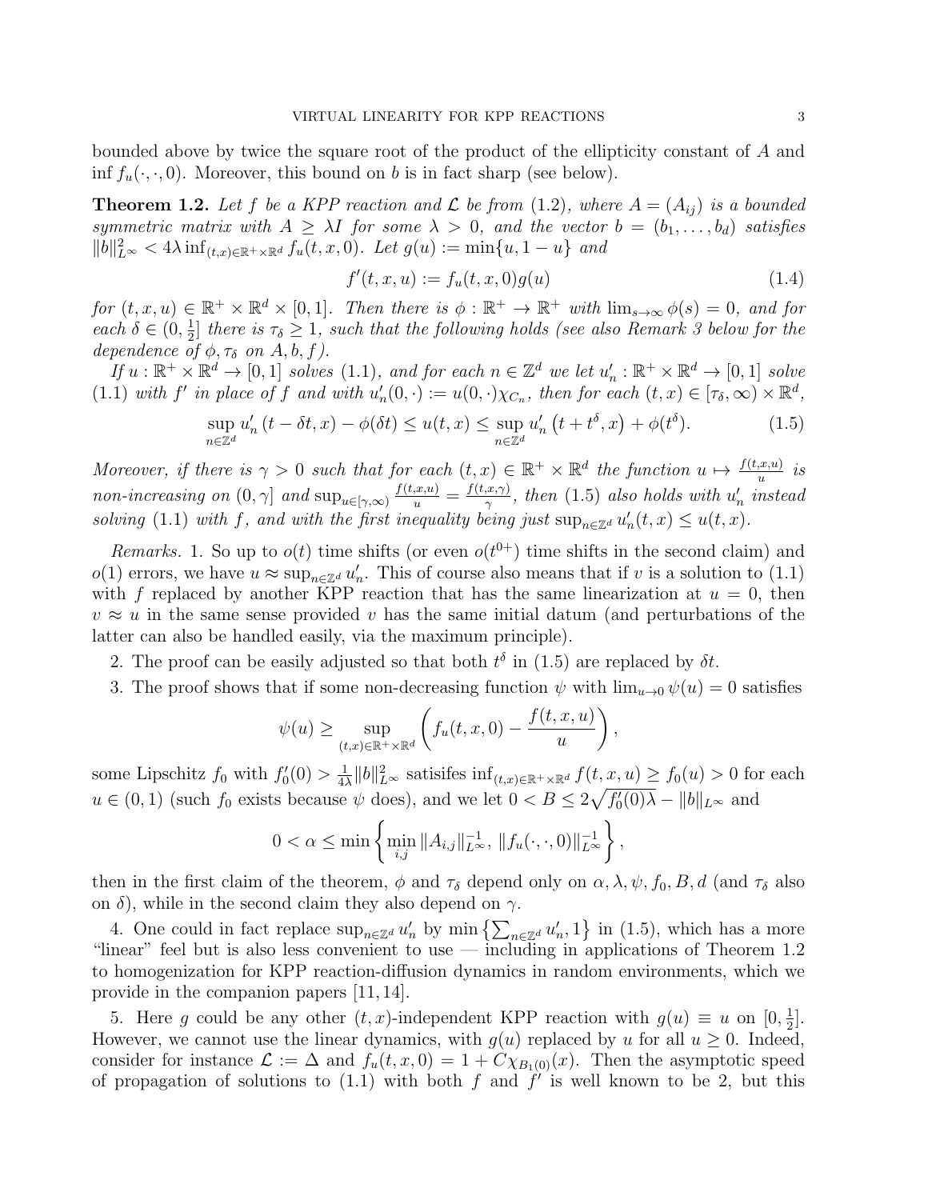bounded above by twice the square root of the product of the ellipticity constant of $A$ and $\inf f_u(\cdot,\cdot,0)$. Moreover, this bound on $b$ is in fact sharp (see below).

**Theorem 1.2.** *Let $f$ be a KPP reaction and $\mathcal{L}$ be from (1.2), where $A = (A_{ij})$ is a bounded symmetric matrix with $A \geq \lambda I$ for some $\lambda > 0$, and the vector $b = (b_1, \dots, b_d)$ satisfies $\|b\|_{L^\infty}^2 < 4\lambda \inf_{(t,x)\in\mathbb{R}^+\times\mathbb{R}^d} f_u(t,x,0)$. Let $g(u) := \min\{u, 1-u\}$ and*

$$f'(t,x,u) := f_u(t,x,0)g(u) \tag{1.4}$$

*for $(t,x,u) \in \mathbb{R}^+ \times \mathbb{R}^d \times [0,1]$. Then there is $\phi : \mathbb{R}^+ \to \mathbb{R}^+$ with $\lim_{s\to\infty} \phi(s) = 0$, and for each $\delta \in (0, \frac{1}{2}]$ there is $\tau_\delta \geq 1$, such that the following holds (see also Remark 3 below for the dependence of $\phi, \tau_\delta$ on $A, b, f$).*

*If $u : \mathbb{R}^+ \times \mathbb{R}^d \to [0,1]$ solves (1.1), and for each $n \in \mathbb{Z}^d$ we let $u'_n : \mathbb{R}^+ \times \mathbb{R}^d \to [0,1]$ solve (1.1) with $f'$ in place of $f$ and with $u'_n(0,\cdot) := u(0,\cdot)\chi_{C_n}$, then for each $(t,x) \in [\tau_\delta, \infty) \times \mathbb{R}^d$,*

$$\sup_{n\in\mathbb{Z}^d} u'_n\left(t - \delta t, x\right) - \phi(\delta t) \leq u(t,x) \leq \sup_{n\in\mathbb{Z}^d} u'_n\left(t + t^\delta, x\right) + \phi(t^\delta). \tag{1.5}$$

*Moreover, if there is $\gamma > 0$ such that for each $(t,x) \in \mathbb{R}^+ \times \mathbb{R}^d$ the function $u \mapsto \frac{f(t,x,u)}{u}$ is non-increasing on $(0,\gamma]$ and $\sup_{u\in[\gamma,\infty)} \frac{f(t,x,u)}{u} = \frac{f(t,x,\gamma)}{\gamma}$, then (1.5) also holds with $u'_n$ instead solving (1.1) with $f$, and with the first inequality being just $\sup_{n\in\mathbb{Z}^d} u'_n(t,x) \leq u(t,x)$.*

*Remarks.* 1. So up to $o(t)$ time shifts (or even $o(t^{0+})$ time shifts in the second claim) and $o(1)$ errors, we have $u \approx \sup_{n\in\mathbb{Z}^d} u'_n$. This of course also means that if $v$ is a solution to (1.1) with $f$ replaced by another KPP reaction that has the same linearization at $u = 0$, then $v \approx u$ in the same sense provided $v$ has the same initial datum (and perturbations of the latter can also be handled easily, via the maximum principle).

2. The proof can be easily adjusted so that both $t^\delta$ in (1.5) are replaced by $\delta t$.

3. The proof shows that if some non-decreasing function $\psi$ with $\lim_{u\to 0} \psi(u) = 0$ satisfies

$$\psi(u) \geq \sup_{(t,x)\in\mathbb{R}^+\times\mathbb{R}^d} \left( f_u(t,x,0) - \frac{f(t,x,u)}{u} \right),$$

some Lipschitz $f_0$ with $f'_0(0) > \frac{1}{4\lambda}\|b\|_{L^\infty}^2$ satisifes $\inf_{(t,x)\in\mathbb{R}^+\times\mathbb{R}^d} f(t,x,u) \geq f_0(u) > 0$ for each $u \in (0,1)$ (such $f_0$ exists because $\psi$ does), and we let $0 < B \leq 2\sqrt{f'_0(0)\lambda} - \|b\|_{L^\infty}$ and

$$0 < \alpha \leq \min\left\{ \min_{i,j} \|A_{i,j}\|_{L^\infty}^{-1},\ \|f_u(\cdot,\cdot,0)\|_{L^\infty}^{-1} \right\},$$

then in the first claim of the theorem, $\phi$ and $\tau_\delta$ depend only on $\alpha, \lambda, \psi, f_0, B, d$ (and $\tau_\delta$ also on $\delta$), while in the second claim they also depend on $\gamma$.

4. One could in fact replace $\sup_{n\in\mathbb{Z}^d} u'_n$ by $\min\left\{\sum_{n\in\mathbb{Z}^d} u'_n, 1\right\}$ in (1.5), which has a more "linear" feel but is also less convenient to use — including in applications of Theorem 1.2 to homogenization for KPP reaction-diffusion dynamics in random environments, which we provide in the companion papers [11, 14].

5. Here $g$ could be any other $(t,x)$-independent KPP reaction with $g(u) \equiv u$ on $[0, \frac{1}{2}]$. However, we cannot use the linear dynamics, with $g(u)$ replaced by $u$ for all $u \geq 0$. Indeed, consider for instance $\mathcal{L} := \Delta$ and $f_u(t,x,0) = 1 + C\chi_{B_1(0)}(x)$. Then the asymptotic speed of propagation of solutions to (1.1) with both $f$ and $f'$ is well known to be 2, but this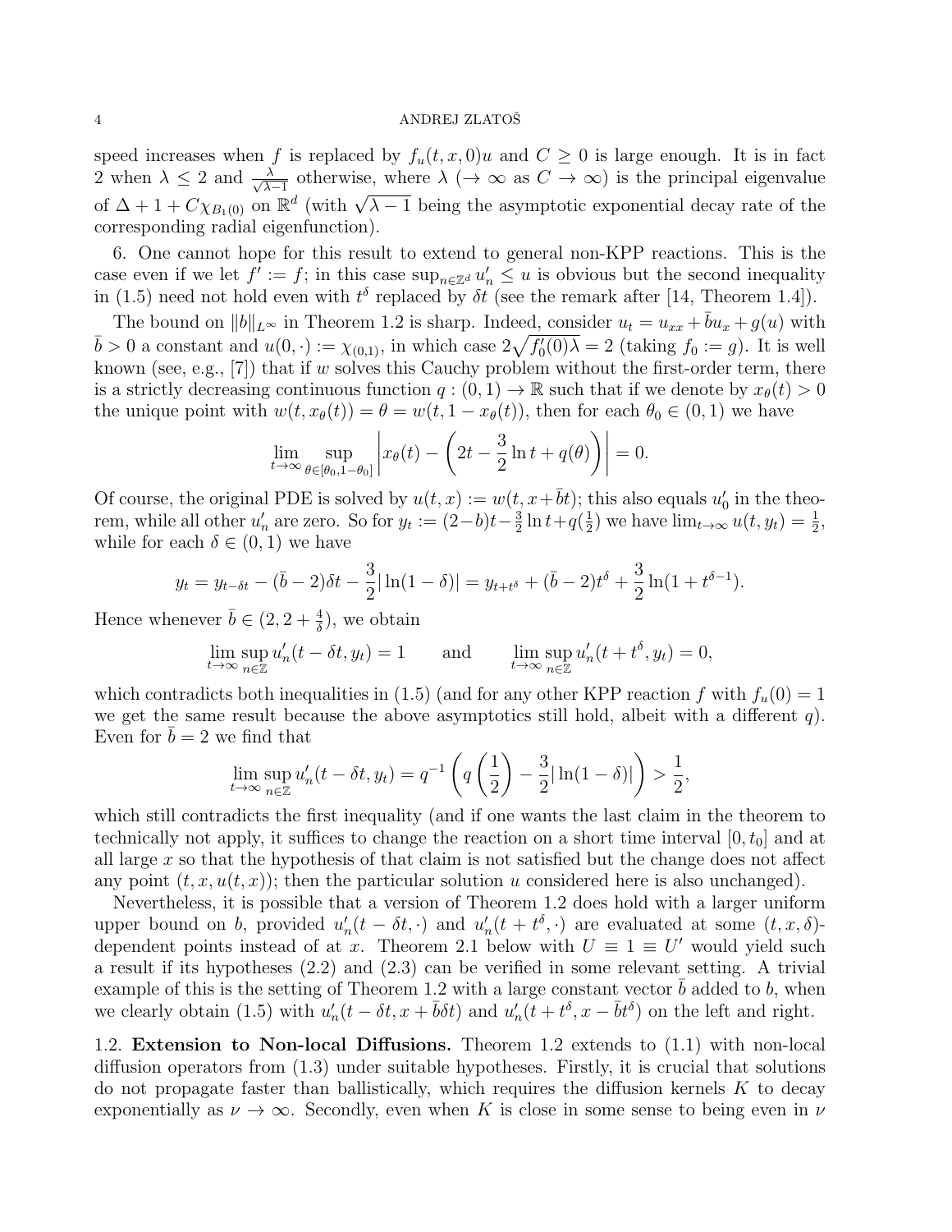speed increases when $f$ is replaced by $f_u(t,x,0)u$ and $C \geq 0$ is large enough. It is in fact 2 when $\lambda \leq 2$ and $\frac{\lambda}{\sqrt{\lambda-1}}$ otherwise, where $\lambda$ ($\to \infty$ as $C \to \infty$) is the principal eigenvalue of $\Delta + 1 + C\chi_{B_1(0)}$ on $\mathbb{R}^d$ (with $\sqrt{\lambda - 1}$ being the asymptotic exponential decay rate of the corresponding radial eigenfunction).

6. One cannot hope for this result to extend to general non-KPP reactions. This is the case even if we let $f' := f$; in this case $\sup_{n\in\mathbb{Z}^d} u'_n \leq u$ is obvious but the second inequality in (1.5) need not hold even with $t^\delta$ replaced by $\delta t$ (see the remark after [14, Theorem 1.4]).

The bound on $\|b\|_{L^\infty}$ in Theorem 1.2 is sharp. Indeed, consider $u_t = u_{xx} + \bar{b}u_x + g(u)$ with $\bar{b} > 0$ a constant and $u(0,\cdot) := \chi_{(0,1)}$, in which case $2\sqrt{f'_0(0)\lambda} = 2$ (taking $f_0 := g$). It is well known (see, e.g., [7]) that if $w$ solves this Cauchy problem without the first-order term, there is a strictly decreasing continuous function $q : (0,1) \to \mathbb{R}$ such that if we denote by $x_\theta(t) > 0$ the unique point with $w(t, x_\theta(t)) = \theta = w(t, 1 - x_\theta(t))$, then for each $\theta_0 \in (0,1)$ we have

$$\lim_{t\to\infty} \sup_{\theta\in[\theta_0,1-\theta_0]} \left| x_\theta(t) - \left( 2t - \frac{3}{2}\ln t + q(\theta) \right) \right| = 0.$$

Of course, the original PDE is solved by $u(t,x) := w(t, x+\bar{b}t)$; this also equals $u'_0$ in the theorem, while all other $u'_n$ are zero. So for $y_t := (2-b)t - \frac{3}{2}\ln t + q(\frac{1}{2})$ we have $\lim_{t\to\infty} u(t, y_t) = \frac{1}{2}$, while for each $\delta \in (0,1)$ we have

$$y_t = y_{t-\delta t} - (\bar{b}-2)\delta t - \frac{3}{2}|\ln(1-\delta)| = y_{t+t^\delta} + (\bar{b}-2)t^\delta + \frac{3}{2}\ln(1+t^{\delta-1}).$$

Hence whenever $\bar{b} \in (2, 2+\frac{4}{\delta})$, we obtain

$$\lim_{t\to\infty} \sup_{n\in\mathbb{Z}} u'_n(t-\delta t, y_t) = 1 \qquad \text{and} \qquad \lim_{t\to\infty} \sup_{n\in\mathbb{Z}} u'_n(t+t^\delta, y_t) = 0,$$

which contradicts both inequalities in (1.5) (and for any other KPP reaction $f$ with $f_u(0) = 1$ we get the same result because the above asymptotics still hold, albeit with a different $q$). Even for $\bar{b} = 2$ we find that

$$\lim_{t\to\infty} \sup_{n\in\mathbb{Z}} u'_n(t-\delta t, y_t) = q^{-1}\left( q\left(\frac{1}{2}\right) - \frac{3}{2}|\ln(1-\delta)| \right) > \frac{1}{2},$$

which still contradicts the first inequality (and if one wants the last claim in the theorem to technically not apply, it suffices to change the reaction on a short time interval $[0, t_0]$ and at all large $x$ so that the hypothesis of that claim is not satisfied but the change does not affect any point $(t, x, u(t,x))$; then the particular solution $u$ considered here is also unchanged).

Nevertheless, it is possible that a version of Theorem 1.2 does hold with a larger uniform upper bound on $b$, provided $u'_n(t-\delta t, \cdot)$ and $u'_n(t+t^\delta, \cdot)$ are evaluated at some $(t,x,\delta)$-dependent points instead of at $x$. Theorem 2.1 below with $U \equiv 1 \equiv U'$ would yield such a result if its hypotheses (2.2) and (2.3) can be verified in some relevant setting. A trivial example of this is the setting of Theorem 1.2 with a large constant vector $\bar{b}$ added to $b$, when we clearly obtain (1.5) with $u'_n(t-\delta t, x+\bar{b}\delta t)$ and $u'_n(t+t^\delta, x-\bar{b}t^\delta)$ on the left and right.

## 1.2. Extension to Non-local Diffusions.

Theorem 1.2 extends to (1.1) with non-local diffusion operators from (1.3) under suitable hypotheses. Firstly, it is crucial that solutions do not propagate faster than ballistically, which requires the diffusion kernels $K$ to decay exponentially as $\nu \to \infty$. Secondly, even when $K$ is close in some sense to being even in $\nu$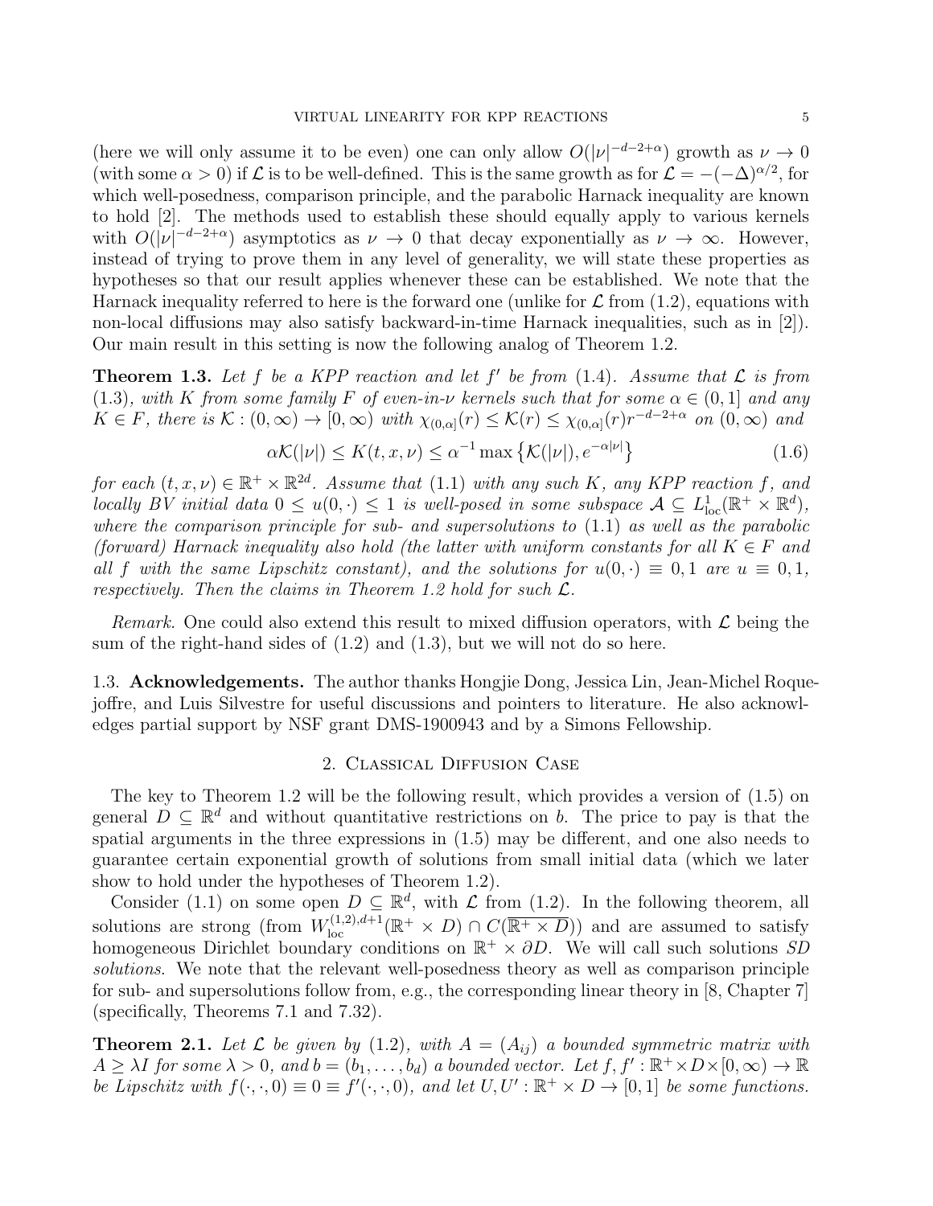(here we will only assume it to be even) one can only allow $O(|\nu|^{-d-2+\alpha})$ growth as $\nu \to 0$ (with some $\alpha > 0$) if $\mathcal{L}$ is to be well-defined. This is the same growth as for $\mathcal{L} = -(-\Delta)^{\alpha/2}$, for which well-posedness, comparison principle, and the parabolic Harnack inequality are known to hold [2]. The methods used to establish these should equally apply to various kernels with $O(|\nu|^{-d-2+\alpha})$ asymptotics as $\nu \to 0$ that decay exponentially as $\nu \to \infty$. However, instead of trying to prove them in any level of generality, we will state these properties as hypotheses so that our result applies whenever these can be established. We note that the Harnack inequality referred to here is the forward one (unlike for $\mathcal{L}$ from (1.2), equations with non-local diffusions may also satisfy backward-in-time Harnack inequalities, such as in [2]). Our main result in this setting is now the following analog of Theorem 1.2.

**Theorem 1.3.** *Let $f$ be a KPP reaction and let $f'$ be from (1.4). Assume that $\mathcal{L}$ is from (1.3), with $K$ from some family $F$ of even-in-$\nu$ kernels such that for some $\alpha \in (0, 1]$ and any $K \in F$, there is $\mathcal{K} : (0, \infty) \to [0, \infty)$ with $\chi_{(0,\alpha]}(r) \le \mathcal{K}(r) \le \chi_{(0,\alpha]}(r) r^{-d-2+\alpha}$ on $(0, \infty)$ and*

$$\alpha \mathcal{K}(|\nu|) \le K(t, x, \nu) \le \alpha^{-1} \max \left\{ \mathcal{K}(|\nu|), e^{-\alpha|\nu|} \right\} \tag{1.6}$$

*for each $(t, x, \nu) \in \mathbb{R}^+ \times \mathbb{R}^{2d}$. Assume that (1.1) with any such $K$, any KPP reaction $f$, and locally BV initial data $0 \le u(0, \cdot) \le 1$ is well-posed in some subspace $\mathcal{A} \subseteq L^1_{\mathrm{loc}}(\mathbb{R}^+ \times \mathbb{R}^d)$, where the comparison principle for sub- and supersolutions to (1.1) as well as the parabolic (forward) Harnack inequality also hold (the latter with uniform constants for all $K \in F$ and all $f$ with the same Lipschitz constant), and the solutions for $u(0, \cdot) \equiv 0, 1$ are $u \equiv 0, 1$, respectively. Then the claims in Theorem 1.2 hold for such $\mathcal{L}$.*

*Remark.* One could also extend this result to mixed diffusion operators, with $\mathcal{L}$ being the sum of the right-hand sides of (1.2) and (1.3), but we will not do so here.

### 1.3. Acknowledgements.

The author thanks Hongjie Dong, Jessica Lin, Jean-Michel Roquejoffre, and Luis Silvestre for useful discussions and pointers to literature. He also acknowledges partial support by NSF grant DMS-1900943 and by a Simons Fellowship.

## 2. Classical Diffusion Case

The key to Theorem 1.2 will be the following result, which provides a version of (1.5) on general $D \subseteq \mathbb{R}^d$ and without quantitative restrictions on $b$. The price to pay is that the spatial arguments in the three expressions in (1.5) may be different, and one also needs to guarantee certain exponential growth of solutions from small initial data (which we later show to hold under the hypotheses of Theorem 1.2).

Consider (1.1) on some open $D \subseteq \mathbb{R}^d$, with $\mathcal{L}$ from (1.2). In the following theorem, all solutions are strong (from $W^{(1,2),d+1}_{\mathrm{loc}}(\mathbb{R}^+ \times D) \cap C(\overline{\mathbb{R}^+ \times D})$) and are assumed to satisfy homogeneous Dirichlet boundary conditions on $\mathbb{R}^+ \times \partial D$. We will call such solutions *SD solutions*. We note that the relevant well-posedness theory as well as comparison principle for sub- and supersolutions follow from, e.g., the corresponding linear theory in [8, Chapter 7] (specifically, Theorems 7.1 and 7.32).

**Theorem 2.1.** *Let $\mathcal{L}$ be given by (1.2), with $A = (A_{ij})$ a bounded symmetric matrix with $A \ge \lambda I$ for some $\lambda > 0$, and $b = (b_1, \dots, b_d)$ a bounded vector. Let $f, f' : \mathbb{R}^+ \times D \times [0, \infty) \to \mathbb{R}$ be Lipschitz with $f(\cdot, \cdot, 0) \equiv 0 \equiv f'(\cdot, \cdot, 0)$, and let $U, U' : \mathbb{R}^+ \times D \to [0, 1]$ be some functions.*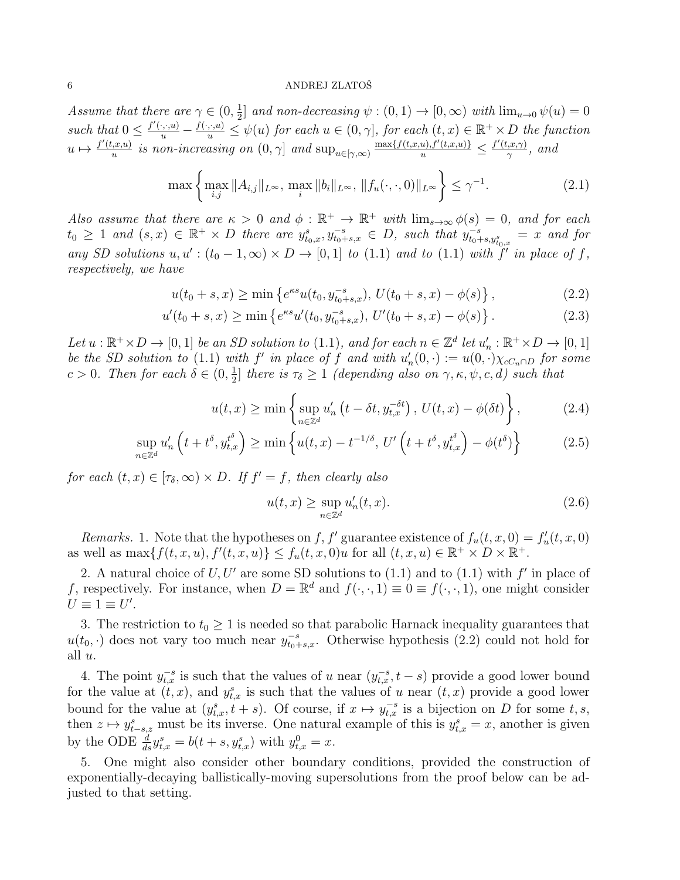*Assume that there are $\gamma \in (0, \frac{1}{2}]$ and non-decreasing $\psi : (0,1) \to [0,\infty)$ with $\lim_{u\to 0} \psi(u) = 0$ such that $0 \le \frac{f'(\cdot,\cdot,u)}{u} - \frac{f(\cdot,\cdot,u)}{u} \le \psi(u)$ for each $u \in (0,\gamma]$, for each $(t,x) \in \mathbb{R}^+ \times D$ the function $u \mapsto \frac{f'(t,x,u)}{u}$ is non-increasing on $(0,\gamma]$ and $\sup_{u\in[\gamma,\infty)} \frac{\max\{f(t,x,u),f'(t,x,u)\}}{u} \le \frac{f'(t,x,\gamma)}{\gamma}$, and*

$$\max\left\{ \max_{i,j} \|A_{i,j}\|_{L^\infty},\, \max_i \|b_i\|_{L^\infty},\, \|f_u(\cdot,\cdot,0)\|_{L^\infty} \right\} \le \gamma^{-1}. \tag{2.1}$$

*Also assume that there are $\kappa > 0$ and $\phi : \mathbb{R}^+ \to \mathbb{R}^+$ with $\lim_{s\to\infty} \phi(s) = 0$, and for each $t_0 \ge 1$ and $(s,x) \in \mathbb{R}^+ \times D$ there are $y^s_{t_0,x}, y^{-s}_{t_0+s,x} \in D$, such that $y^{-s}_{t_0+s,y^s_{t_0,x}} = x$ and for any SD solutions $u, u' : (t_0-1,\infty) \times D \to [0,1]$ to (1.1) and to (1.1) with $f'$ in place of $f$, respectively, we have*

$$u(t_0+s,x) \ge \min\left\{ e^{\kappa s} u(t_0, y^{-s}_{t_0+s,x}),\, U(t_0+s,x) - \phi(s) \right\}, \tag{2.2}$$

$$u'(t_0+s,x) \ge \min\left\{ e^{\kappa s} u'(t_0, y^{-s}_{t_0+s,x}),\, U'(t_0+s,x) - \phi(s) \right\}. \tag{2.3}$$

*Let $u : \mathbb{R}^+ \times D \to [0,1]$ be an SD solution to (1.1), and for each $n \in \mathbb{Z}^d$ let $u'_n : \mathbb{R}^+ \times D \to [0,1]$ be the SD solution to (1.1) with $f'$ in place of $f$ and with $u'_n(0,\cdot) := u(0,\cdot)\chi_{cC_n \cap D}$ for some $c > 0$. Then for each $\delta \in (0, \frac{1}{2}]$ there is $\tau_\delta \ge 1$ (depending also on $\gamma, \kappa, \psi, c, d$) such that*

$$u(t,x) \ge \min\left\{ \sup_{n\in\mathbb{Z}^d} u'_n\left(t - \delta t, y^{-\delta t}_{t,x}\right),\, U(t,x) - \phi(\delta t) \right\}, \tag{2.4}$$

$$\sup_{n\in\mathbb{Z}^d} u'_n\left(t + t^\delta, y^{t^\delta}_{t,x}\right) \ge \min\left\{ u(t,x) - t^{-1/\delta},\, U'\left(t + t^\delta, y^{t^\delta}_{t,x}\right) - \phi(t^\delta) \right\} \tag{2.5}$$

*for each $(t,x) \in [\tau_\delta,\infty) \times D$. If $f' = f$, then clearly also*

$$u(t,x) \ge \sup_{n\in\mathbb{Z}^d} u'_n(t,x). \tag{2.6}$$

*Remarks.* 1. Note that the hypotheses on $f, f'$ guarantee existence of $f_u(t,x,0) = f'_u(t,x,0)$ as well as $\max\{f(t,x,u), f'(t,x,u)\} \le f_u(t,x,0)u$ for all $(t,x,u) \in \mathbb{R}^+ \times D \times \mathbb{R}^+$.

2. A natural choice of $U, U'$ are some SD solutions to (1.1) and to (1.1) with $f'$ in place of $f$, respectively. For instance, when $D = \mathbb{R}^d$ and $f(\cdot,\cdot,1) \equiv 0 \equiv f(\cdot,\cdot,1)$, one might consider $U \equiv 1 \equiv U'$.

3. The restriction to $t_0 \ge 1$ is needed so that parabolic Harnack inequality guarantees that $u(t_0,\cdot)$ does not vary too much near $y^{-s}_{t_0+s,x}$. Otherwise hypothesis (2.2) could not hold for all $u$.

4. The point $y^{-s}_{t,x}$ is such that the values of $u$ near $(y^{-s}_{t,x}, t-s)$ provide a good lower bound for the value at $(t,x)$, and $y^s_{t,x}$ is such that the values of $u$ near $(t,x)$ provide a good lower bound for the value at $(y^s_{t,x}, t+s)$. Of course, if $x \mapsto y^{-s}_{t,x}$ is a bijection on $D$ for some $t,s$, then $z \mapsto y^s_{t-s,z}$ must be its inverse. One natural example of this is $y^s_{t,x} = x$, another is given by the ODE $\frac{d}{ds} y^s_{t,x} = b(t+s, y^s_{t,x})$ with $y^0_{t,x} = x$.

5. One might also consider other boundary conditions, provided the construction of exponentially-decaying ballistically-moving supersolutions from the proof below can be adjusted to that setting.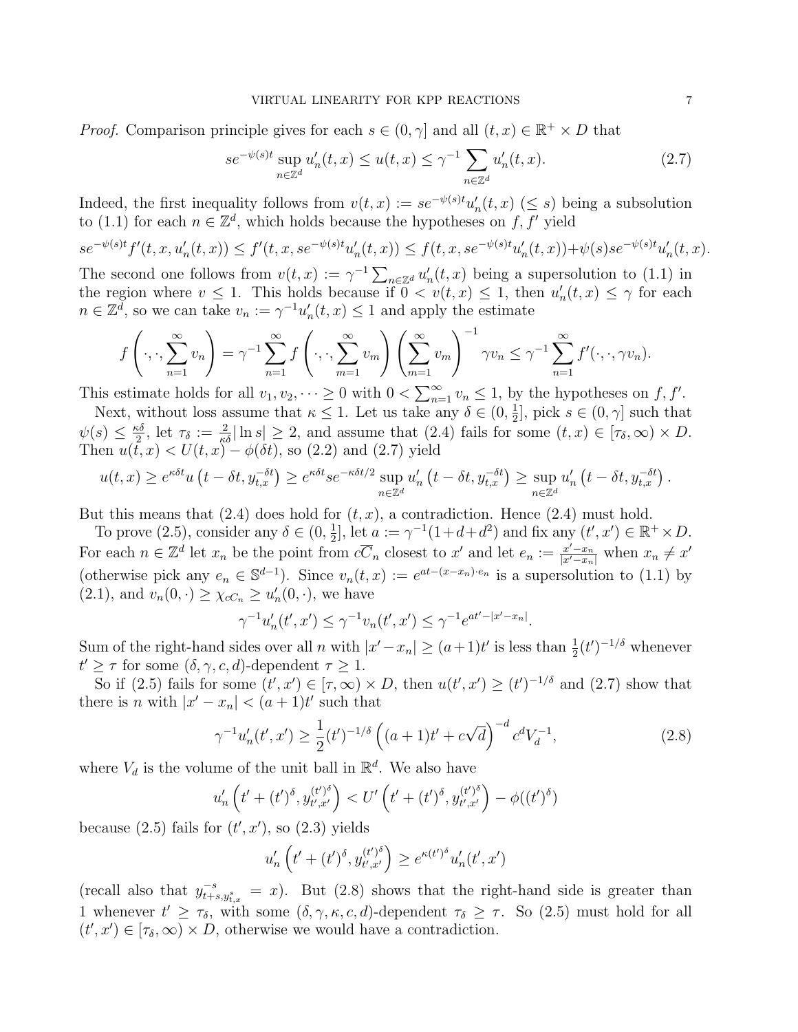*Proof.* Comparison principle gives for each $s \in (0, \gamma]$ and all $(t, x) \in \mathbb{R}^+ \times D$ that

$$se^{-\psi(s)t} \sup_{n \in \mathbb{Z}^d} u'_n(t, x) \leq u(t, x) \leq \gamma^{-1} \sum_{n \in \mathbb{Z}^d} u'_n(t, x). \tag{2.7}$$

Indeed, the first inequality follows from $v(t, x) := se^{-\psi(s)t} u'_n(t, x)$ $(\leq s)$ being a subsolution to (1.1) for each $n \in \mathbb{Z}^d$, which holds because the hypotheses on $f, f'$ yield

$$se^{-\psi(s)t} f'(t, x, u'_n(t, x)) \leq f'(t, x, se^{-\psi(s)t} u'_n(t, x)) \leq f(t, x, se^{-\psi(s)t} u'_n(t, x)) + \psi(s) se^{-\psi(s)t} u'_n(t, x).$$

The second one follows from $v(t, x) := \gamma^{-1} \sum_{n \in \mathbb{Z}^d} u'_n(t, x)$ being a supersolution to (1.1) in the region where $v \leq 1$. This holds because if $0 < v(t, x) \leq 1$, then $u'_n(t, x) \leq \gamma$ for each $n \in \mathbb{Z}^d$, so we can take $v_n := \gamma^{-1} u'_n(t, x) \leq 1$ and apply the estimate

$$f\left(\cdot, \cdot, \sum_{n=1}^{\infty} v_n\right) = \gamma^{-1} \sum_{n=1}^{\infty} f\left(\cdot, \cdot, \sum_{m=1}^{\infty} v_m\right) \left(\sum_{m=1}^{\infty} v_m\right)^{-1} \gamma v_n \leq \gamma^{-1} \sum_{n=1}^{\infty} f'(\cdot, \cdot, \gamma v_n).$$

This estimate holds for all $v_1, v_2, \dots \geq 0$ with $0 < \sum_{n=1}^{\infty} v_n \leq 1$, by the hypotheses on $f, f'$.

Next, without loss assume that $\kappa \leq 1$. Let us take any $\delta \in (0, \frac{1}{2}]$, pick $s \in (0, \gamma]$ such that $\psi(s) \leq \frac{\kappa\delta}{2}$, let $\tau_\delta := \frac{2}{\kappa\delta} |\ln s| \geq 2$, and assume that (2.4) fails for some $(t, x) \in [\tau_\delta, \infty) \times D$. Then $u(t, x) < U(t, x) - \phi(\delta t)$, so (2.2) and (2.7) yield

$$u(t, x) \geq e^{\kappa\delta t} u\left(t - \delta t, y_{t,x}^{-\delta t}\right) \geq e^{\kappa\delta t} se^{-\kappa\delta t/2} \sup_{n \in \mathbb{Z}^d} u'_n\left(t - \delta t, y_{t,x}^{-\delta t}\right) \geq \sup_{n \in \mathbb{Z}^d} u'_n\left(t - \delta t, y_{t,x}^{-\delta t}\right).$$

But this means that (2.4) does hold for $(t, x)$, a contradiction. Hence (2.4) must hold.

To prove (2.5), consider any $\delta \in (0, \frac{1}{2}]$, let $a := \gamma^{-1}(1 + d + d^2)$ and fix any $(t', x') \in \mathbb{R}^+ \times D$. For each $n \in \mathbb{Z}^d$ let $x_n$ be the point from $c\overline{C}_n$ closest to $x'$ and let $e_n := \frac{x' - x_n}{|x' - x_n|}$ when $x_n \neq x'$ (otherwise pick any $e_n \in \mathbb{S}^{d-1}$). Since $v_n(t, x) := e^{at - (x - x_n) \cdot e_n}$ is a supersolution to (1.1) by (2.1), and $v_n(0, \cdot) \geq \chi_{cC_n} \geq u'_n(0, \cdot)$, we have

$$\gamma^{-1} u'_n(t', x') \leq \gamma^{-1} v_n(t', x') \leq \gamma^{-1} e^{at' - |x' - x_n|}.$$

Sum of the right-hand sides over all $n$ with $|x' - x_n| \geq (a+1)t'$ is less than $\frac{1}{2}(t')^{-1/\delta}$ whenever $t' \geq \tau$ for some $(\delta, \gamma, c, d)$-dependent $\tau \geq 1$.

So if (2.5) fails for some $(t', x') \in [\tau, \infty) \times D$, then $u(t', x') \geq (t')^{-1/\delta}$ and (2.7) show that there is $n$ with $|x' - x_n| < (a+1)t'$ such that

$$\gamma^{-1} u'_n(t', x') \geq \frac{1}{2}(t')^{-1/\delta} \left((a+1)t' + c\sqrt{d}\right)^{-d} c^d V_d^{-1}, \tag{2.8}$$

where $V_d$ is the volume of the unit ball in $\mathbb{R}^d$. We also have

$$u'_n\left(t' + (t')^\delta, y_{t',x'}^{(t')^\delta}\right) < U'\left(t' + (t')^\delta, y_{t',x'}^{(t')^\delta}\right) - \phi((t')^\delta)$$

because (2.5) fails for $(t', x')$, so (2.3) yields

$$u'_n\left(t' + (t')^\delta, y_{t',x'}^{(t')^\delta}\right) \geq e^{\kappa(t')^\delta} u'_n(t', x')$$

(recall also that $y_{t+s, y_{t,x}^s}^{-s} = x$). But (2.8) shows that the right-hand side is greater than 1 whenever $t' \geq \tau_\delta$, with some $(\delta, \gamma, \kappa, c, d)$-dependent $\tau_\delta \geq \tau$. So (2.5) must hold for all $(t', x') \in [\tau_\delta, \infty) \times D$, otherwise we would have a contradiction.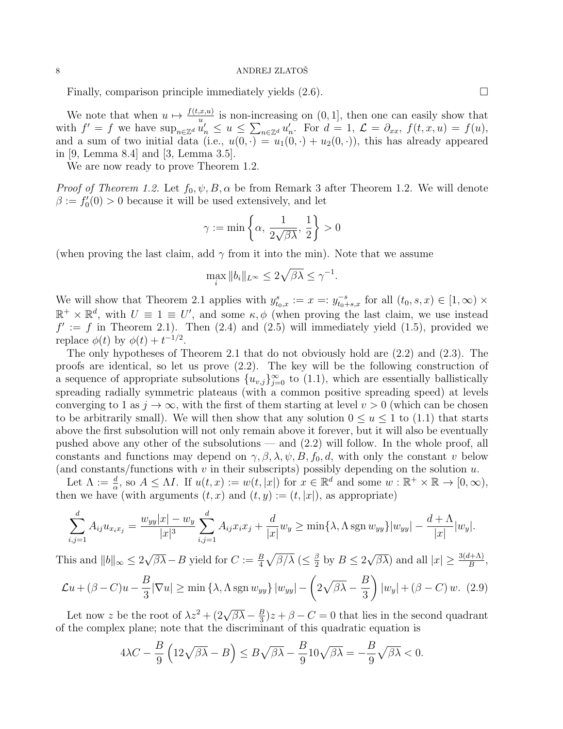Finally, comparison principle immediately yields (2.6). $\square$

We note that when $u \mapsto \frac{f(t,x,u)}{u}$ is non-increasing on $(0,1]$, then one can easily show that with $f' = f$ we have $\sup_{n\in\mathbb{Z}^d} u'_n \le u \le \sum_{n\in\mathbb{Z}^d} u'_n$. For $d=1$, $\mathcal{L} = \partial_{xx}$, $f(t,x,u) = f(u)$, and a sum of two initial data (i.e., $u(0,\cdot) = u_1(0,\cdot) + u_2(0,\cdot)$), this has already appeared in [9, Lemma 8.4] and [3, Lemma 3.5].

We are now ready to prove Theorem 1.2.

*Proof of Theorem 1.2.* Let $f_0, \psi, B, \alpha$ be from Remark 3 after Theorem 1.2. We will denote $\beta := f_0'(0) > 0$ because it will be used extensively, and let

$$\gamma := \min\left\{\alpha,\ \frac{1}{2\sqrt{\beta\lambda}},\ \frac{1}{2}\right\} > 0$$

(when proving the last claim, add $\gamma$ from it into the min). Note that we assume

$$\max_i \|b_i\|_{L^\infty} \le 2\sqrt{\beta\lambda} \le \gamma^{-1}.$$

We will show that Theorem 2.1 applies with $y^s_{t_0,x} := x =: y^{-s}_{t_0+s,x}$ for all $(t_0,s,x) \in [1,\infty) \times \mathbb{R}^+ \times \mathbb{R}^d$, with $U \equiv 1 \equiv U'$, and some $\kappa, \phi$ (when proving the last claim, we use instead $f' := f$ in Theorem 2.1). Then (2.4) and (2.5) will immediately yield (1.5), provided we replace $\phi(t)$ by $\phi(t) + t^{-1/2}$.

The only hypotheses of Theorem 2.1 that do not obviously hold are (2.2) and (2.3). The proofs are identical, so let us prove (2.2). The key will be the following construction of a sequence of appropriate subsolutions $\{u_{v,j}\}_{j=0}^\infty$ to (1.1), which are essentially ballistically spreading radially symmetric plateaus (with a common positive spreading speed) at levels converging to 1 as $j \to \infty$, with the first of them starting at level $v > 0$ (which can be chosen to be arbitrarily small). We will then show that any solution $0 \le u \le 1$ to (1.1) that starts above the first subsolution will not only remain above it forever, but it will also be eventually pushed above any other of the subsolutions — and (2.2) will follow. In the whole proof, all constants and functions may depend on $\gamma, \beta, \lambda, \psi, B, f_0, d$, with only the constant $v$ below (and constants/functions with $v$ in their subscripts) possibly depending on the solution $u$.

Let $\Lambda := \frac{d}{\alpha}$, so $A \le \Lambda I$. If $u(t,x) := w(t,|x|)$ for $x \in \mathbb{R}^d$ and some $w : \mathbb{R}^+ \times \mathbb{R} \to [0,\infty)$, then we have (with arguments $(t,x)$ and $(t,y) := (t,|x|)$, as appropriate)

$$\sum_{i,j=1}^d A_{ij} u_{x_i x_j} = \frac{w_{yy}|x| - w_y}{|x|^3} \sum_{i,j=1}^d A_{ij} x_i x_j + \frac{d}{|x|} w_y \ge \min\{\lambda, \Lambda \operatorname{sgn} w_{yy}\} |w_{yy}| - \frac{d+\Lambda}{|x|} |w_y|.$$

This and $\|b\|_\infty \le 2\sqrt{\beta\lambda} - B$ yield for $C := \frac{B}{4}\sqrt{\beta/\lambda}$ ($\le \frac{\beta}{2}$ by $B \le 2\sqrt{\beta\lambda}$) and all $|x| \ge \frac{3(d+\Lambda)}{B}$,

$$\mathcal{L}u + (\beta - C)u - \frac{B}{3}|\nabla u| \ge \min\{\lambda, \Lambda \operatorname{sgn} w_{yy}\} |w_{yy}| - \left(2\sqrt{\beta\lambda} - \frac{B}{3}\right)|w_y| + (\beta - C)\, w. \quad (2.9)$$

Let now $z$ be the root of $\lambda z^2 + (2\sqrt{\beta\lambda} - \frac{B}{3})z + \beta - C = 0$ that lies in the second quadrant of the complex plane; note that the discriminant of this quadratic equation is

$$4\lambda C - \frac{B}{9}\left(12\sqrt{\beta\lambda} - B\right) \le B\sqrt{\beta\lambda} - \frac{B}{9}10\sqrt{\beta\lambda} = -\frac{B}{9}\sqrt{\beta\lambda} < 0.$$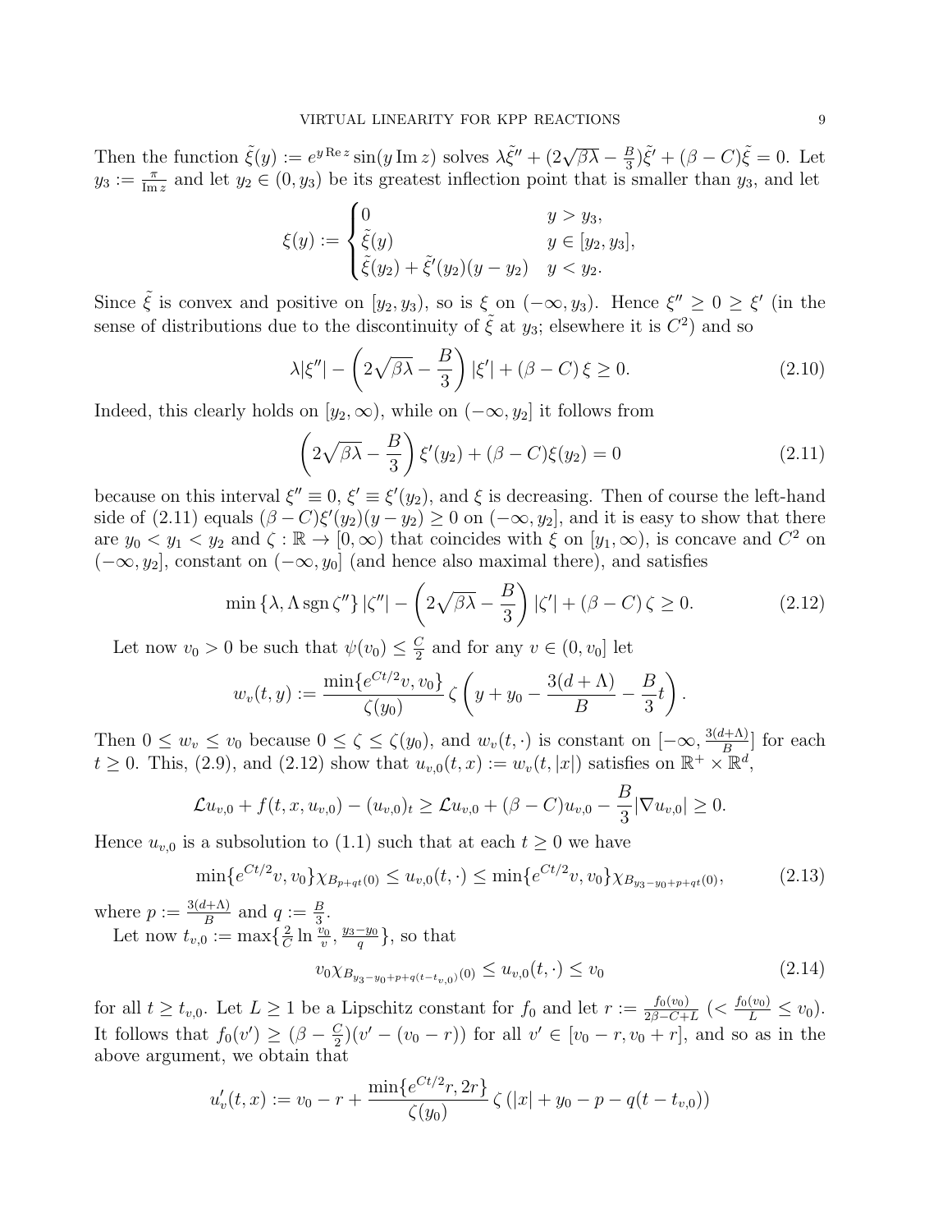Then the function $\tilde{\xi}(y) := e^{y \operatorname{Re} z} \sin(y \operatorname{Im} z)$ solves $\lambda \tilde{\xi}'' + (2\sqrt{\beta\lambda} - \frac{B}{3})\tilde{\xi}' + (\beta - C)\tilde{\xi} = 0$. Let $y_3 := \frac{\pi}{\operatorname{Im} z}$ and let $y_2 \in (0, y_3)$ be its greatest inflection point that is smaller than $y_3$, and let

$$
\xi(y) := \begin{cases} 0 & y > y_3, \\ \tilde{\xi}(y) & y \in [y_2, y_3], \\ \tilde{\xi}(y_2) + \tilde{\xi}'(y_2)(y - y_2) & y < y_2. \end{cases}
$$

Since $\tilde{\xi}$ is convex and positive on $[y_2, y_3)$, so is $\xi$ on $(-\infty, y_3)$. Hence $\xi'' \geq 0 \geq \xi'$ (in the sense of distributions due to the discontinuity of $\tilde{\xi}$ at $y_3$; elsewhere it is $C^2$) and so

$$
\lambda |\xi''| - \left(2\sqrt{\beta\lambda} - \frac{B}{3}\right) |\xi'| + (\beta - C)\, \xi \geq 0. \tag{2.10}
$$

Indeed, this clearly holds on $[y_2, \infty)$, while on $(-\infty, y_2]$ it follows from

$$
\left(2\sqrt{\beta\lambda} - \frac{B}{3}\right) \xi'(y_2) + (\beta - C)\xi(y_2) = 0 \tag{2.11}
$$

because on this interval $\xi'' \equiv 0$, $\xi' \equiv \xi'(y_2)$, and $\xi$ is decreasing. Then of course the left-hand side of (2.11) equals $(\beta - C)\xi'(y_2)(y - y_2) \geq 0$ on $(-\infty, y_2]$, and it is easy to show that there are $y_0 < y_1 < y_2$ and $\zeta : \mathbb{R} \to [0, \infty)$ that coincides with $\xi$ on $[y_1, \infty)$, is concave and $C^2$ on $(-\infty, y_2]$, constant on $(-\infty, y_0]$ (and hence also maximal there), and satisfies

$$
\min\{\lambda, \Lambda \operatorname{sgn} \zeta''\} |\zeta''| - \left(2\sqrt{\beta\lambda} - \frac{B}{3}\right) |\zeta'| + (\beta - C)\, \zeta \geq 0. \tag{2.12}
$$

Let now $v_0 > 0$ be such that $\psi(v_0) \leq \frac{C}{2}$ and for any $v \in (0, v_0]$ let

$$
w_v(t, y) := \frac{\min\{e^{Ct/2} v, v_0\}}{\zeta(y_0)}\, \zeta\left(y + y_0 - \frac{3(d + \Lambda)}{B} - \frac{B}{3} t\right).
$$

Then $0 \leq w_v \leq v_0$ because $0 \leq \zeta \leq \zeta(y_0)$, and $w_v(t, \cdot)$ is constant on $[-\infty, \frac{3(d+\Lambda)}{B}]$ for each $t \geq 0$. This, (2.9), and (2.12) show that $u_{v,0}(t, x) := w_v(t, |x|)$ satisfies on $\mathbb{R}^+ \times \mathbb{R}^d$,

$$
\mathcal{L}u_{v,0} + f(t, x, u_{v,0}) - (u_{v,0})_t \geq \mathcal{L}u_{v,0} + (\beta - C)u_{v,0} - \frac{B}{3}|\nabla u_{v,0}| \geq 0.
$$

Hence $u_{v,0}$ is a subsolution to (1.1) such that at each $t \geq 0$ we have

$$
\min\{e^{Ct/2} v, v_0\} \chi_{B_{p+qt}(0)} \leq u_{v,0}(t, \cdot) \leq \min\{e^{Ct/2} v, v_0\} \chi_{B_{y_3 - y_0 + p + qt}(0)}, \tag{2.13}
$$

where $p := \frac{3(d+\Lambda)}{B}$ and $q := \frac{B}{3}$.

Let now $t_{v,0} := \max\{\frac{2}{C} \ln \frac{v_0}{v}, \frac{y_3 - y_0}{q}\}$, so that

$$
v_0 \chi_{B_{y_3 - y_0 + p + q(t - t_{v,0})}(0)} \leq u_{v,0}(t, \cdot) \leq v_0 \tag{2.14}
$$

for all $t \geq t_{v,0}$. Let $L \geq 1$ be a Lipschitz constant for $f_0$ and let $r := \frac{f_0(v_0)}{2\beta - C + L}$ ($< \frac{f_0(v_0)}{L} \leq v_0$). It follows that $f_0(v') \geq (\beta - \frac{C}{2})(v' - (v_0 - r))$ for all $v' \in [v_0 - r, v_0 + r]$, and so as in the above argument, we obtain that

$$
u'_v(t, x) := v_0 - r + \frac{\min\{e^{Ct/2} r, 2r\}}{\zeta(y_0)}\, \zeta\left(|x| + y_0 - p - q(t - t_{v,0})\right)
$$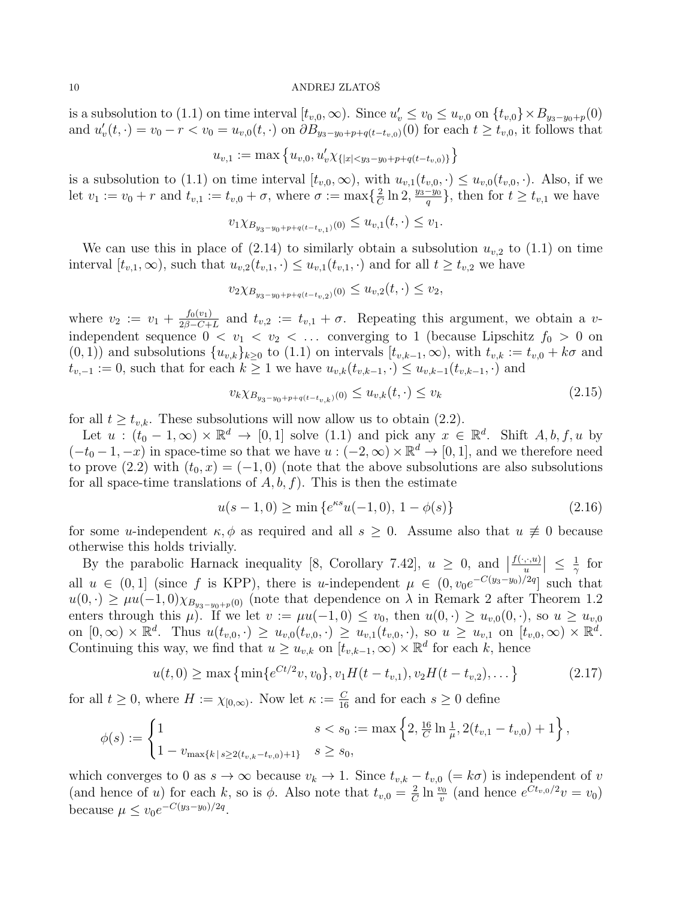is a subsolution to (1.1) on time interval $[t_{v,0}, \infty)$. Since $u'_v \le v_0 \le u_{v,0}$ on $\{t_{v,0}\} \times B_{y_3-y_0+p}(0)$ and $u'_v(t,\cdot) = v_0 - r < v_0 = u_{v,0}(t,\cdot)$ on $\partial B_{y_3-y_0+p+q(t-t_{v,0})}(0)$ for each $t \ge t_{v,0}$, it follows that

$$u_{v,1} := \max\left\{u_{v,0},\, u'_v \chi_{\{|x|<y_3-y_0+p+q(t-t_{v,0})\}}\right\}$$

is a subsolution to (1.1) on time interval $[t_{v,0}, \infty)$, with $u_{v,1}(t_{v,0},\cdot) \le u_{v,0}(t_{v,0},\cdot)$. Also, if we let $v_1 := v_0 + r$ and $t_{v,1} := t_{v,0} + \sigma$, where $\sigma := \max\{\frac{2}{C}\ln 2, \frac{y_3-y_0}{q}\}$, then for $t \ge t_{v,1}$ we have

$$v_1 \chi_{B_{y_3-y_0+p+q(t-t_{v,1})}(0)} \le u_{v,1}(t,\cdot) \le v_1.$$

We can use this in place of (2.14) to similarly obtain a subsolution $u_{v,2}$ to (1.1) on time interval $[t_{v,1}, \infty)$, such that $u_{v,2}(t_{v,1},\cdot) \le u_{v,1}(t_{v,1},\cdot)$ and for all $t \ge t_{v,2}$ we have

$$v_2 \chi_{B_{y_3-y_0+p+q(t-t_{v,2})}(0)} \le u_{v,2}(t,\cdot) \le v_2,$$

where $v_2 := v_1 + \frac{f_0(v_1)}{2\beta - C + L}$ and $t_{v,2} := t_{v,1} + \sigma$. Repeating this argument, we obtain a $v$-independent sequence $0 < v_1 < v_2 < \dots$ converging to 1 (because Lipschitz $f_0 > 0$ on $(0,1)$) and subsolutions $\{u_{v,k}\}_{k\ge 0}$ to (1.1) on intervals $[t_{v,k-1}, \infty)$, with $t_{v,k} := t_{v,0} + k\sigma$ and $t_{v,-1} := 0$, such that for each $k \ge 1$ we have $u_{v,k}(t_{v,k-1},\cdot) \le u_{v,k-1}(t_{v,k-1},\cdot)$ and

$$v_k \chi_{B_{y_3-y_0+p+q(t-t_{v,k})}(0)} \le u_{v,k}(t,\cdot) \le v_k \tag{2.15}$$

for all $t \ge t_{v,k}$. These subsolutions will now allow us to obtain (2.2).

Let $u : (t_0 - 1, \infty) \times \mathbb{R}^d \to [0,1]$ solve (1.1) and pick any $x \in \mathbb{R}^d$. Shift $A, b, f, u$ by $(-t_0 - 1, -x)$ in space-time so that we have $u : (-2, \infty) \times \mathbb{R}^d \to [0,1]$, and we therefore need to prove (2.2) with $(t_0, x) = (-1, 0)$ (note that the above subsolutions are also subsolutions for all space-time translations of $A, b, f$). This is then the estimate

$$u(s-1, 0) \ge \min\{e^{\kappa s} u(-1,0),\, 1 - \phi(s)\} \tag{2.16}$$

for some $u$-independent $\kappa, \phi$ as required and all $s \ge 0$. Assume also that $u \not\equiv 0$ because otherwise this holds trivially.

By the parabolic Harnack inequality [8, Corollary 7.42], $u \ge 0$, and $\left|\frac{f(\cdot,\cdot,u)}{u}\right| \le \frac{1}{\gamma}$ for all $u \in (0,1]$ (since $f$ is KPP), there is $u$-independent $\mu \in (0, v_0 e^{-C(y_3-y_0)/2q}]$ such that $u(0,\cdot) \ge \mu u(-1,0) \chi_{B_{y_3-y_0+p}(0)}$ (note that dependence on $\lambda$ in Remark 2 after Theorem 1.2 enters through this $\mu$). If we let $v := \mu u(-1,0) \le v_0$, then $u(0,\cdot) \ge u_{v,0}(0,\cdot)$, so $u \ge u_{v,0}$ on $[0,\infty) \times \mathbb{R}^d$. Thus $u(t_{v,0},\cdot) \ge u_{v,0}(t_{v,0},\cdot) \ge u_{v,1}(t_{v,0},\cdot)$, so $u \ge u_{v,1}$ on $[t_{v,0}, \infty) \times \mathbb{R}^d$. Continuing this way, we find that $u \ge u_{v,k}$ on $[t_{v,k-1}, \infty) \times \mathbb{R}^d$ for each $k$, hence

$$u(t,0) \ge \max\left\{\min\{e^{Ct/2} v, v_0\},\, v_1 H(t - t_{v,1}),\, v_2 H(t - t_{v,2}), \dots\right\} \tag{2.17}$$

for all $t \ge 0$, where $H := \chi_{[0,\infty)}$. Now let $\kappa := \frac{C}{16}$ and for each $s \ge 0$ define

$$\phi(s) := \begin{cases} 1 & s < s_0 := \max\left\{2, \frac{16}{C}\ln\frac{1}{\mu}, 2(t_{v,1} - t_{v,0}) + 1\right\}, \\ 1 - v_{\max\{k \,|\, s \ge 2(t_{v,k} - t_{v,0}) + 1\}} & s \ge s_0, \end{cases}$$

which converges to 0 as $s \to \infty$ because $v_k \to 1$. Since $t_{v,k} - t_{v,0}$ $(= k\sigma)$ is independent of $v$ (and hence of $u$) for each $k$, so is $\phi$. Also note that $t_{v,0} = \frac{2}{C}\ln\frac{v_0}{v}$ (and hence $e^{Ct_{v,0}/2} v = v_0$) because $\mu \le v_0 e^{-C(y_3-y_0)/2q}$.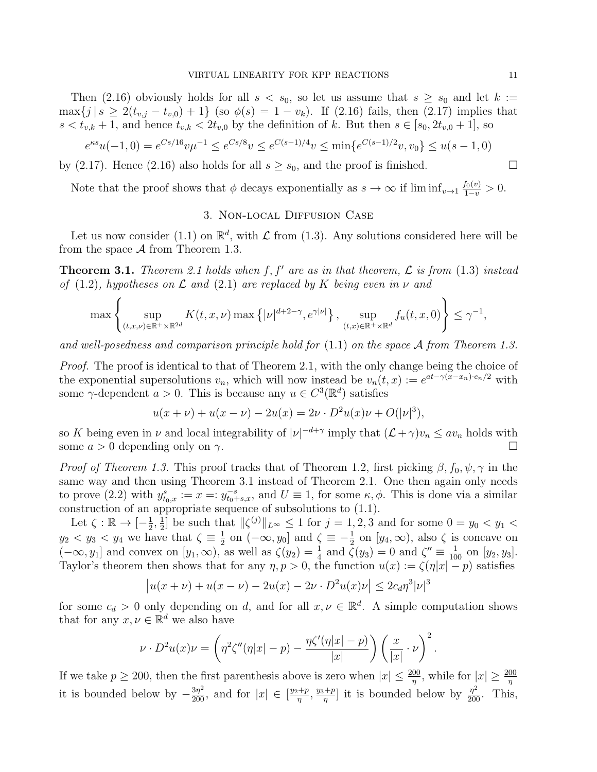Then (2.16) obviously holds for all $s < s_0$, so let us assume that $s \geq s_0$ and let $k := \max\{j \,|\, s \geq 2(t_{v,j} - t_{v,0}) + 1\}$ (so $\phi(s) = 1 - v_k$). If (2.16) fails, then (2.17) implies that $s < t_{v,k} + 1$, and hence $t_{v,k} < 2t_{v,0}$ by the definition of $k$. But then $s \in [s_0, 2t_{v,0} + 1]$, so

$$e^{\kappa s} u(-1, 0) = e^{Cs/16} v \mu^{-1} \leq e^{Cs/8} v \leq e^{C(s-1)/4} v \leq \min\{e^{C(s-1)/2} v, v_0\} \leq u(s - 1, 0)$$

by (2.17). Hence (2.16) also holds for all $s \geq s_0$, and the proof is finished. $\square$

Note that the proof shows that $\phi$ decays exponentially as $s \to \infty$ if $\liminf_{v \to 1} \frac{f_0(v)}{1-v} > 0$.

## 3. Non-local Diffusion Case

Let us now consider (1.1) on $\mathbb{R}^d$, with $\mathcal{L}$ from (1.3). Any solutions considered here will be from the space $\mathcal{A}$ from Theorem 1.3.

**Theorem 3.1.** *Theorem 2.1 holds when $f, f'$ are as in that theorem, $\mathcal{L}$ is from (1.3) instead of (1.2), hypotheses on $\mathcal{L}$ and (2.1) are replaced by $K$ being even in $\nu$ and*

$$\max\left\{ \sup_{(t,x,\nu) \in \mathbb{R}^+ \times \mathbb{R}^{2d}} K(t, x, \nu) \max\left\{ |\nu|^{d+2-\gamma}, e^{\gamma |\nu|} \right\}, \sup_{(t,x) \in \mathbb{R}^+ \times \mathbb{R}^d} f_u(t, x, 0) \right\} \leq \gamma^{-1},$$

*and well-posedness and comparison principle hold for (1.1) on the space $\mathcal{A}$ from Theorem 1.3.*

*Proof.* The proof is identical to that of Theorem 2.1, with the only change being the choice of the exponential supersolutions $v_n$, which will now instead be $v_n(t, x) := e^{at - \gamma(x - x_n) \cdot e_n / 2}$ with some $\gamma$-dependent $a > 0$. This is because any $u \in C^3(\mathbb{R}^d)$ satisfies

$$u(x + \nu) + u(x - \nu) - 2u(x) = 2\nu \cdot D^2 u(x) \nu + O(|\nu|^3),$$

so $K$ being even in $\nu$ and local integrability of $|\nu|^{-d+\gamma}$ imply that $(\mathcal{L} + \gamma) v_n \leq a v_n$ holds with some $a > 0$ depending only on $\gamma$. $\square$

*Proof of Theorem 1.3.* This proof tracks that of Theorem 1.2, first picking $\beta, f_0, \psi, \gamma$ in the same way and then using Theorem 3.1 instead of Theorem 2.1. One then again only needs to prove (2.2) with $y^s_{t_0,x} := x =: y^{-s}_{t_0+s,x}$, and $U \equiv 1$, for some $\kappa, \phi$. This is done via a similar construction of an appropriate sequence of subsolutions to (1.1).

Let $\zeta : \mathbb{R} \to [-\frac{1}{2}, \frac{1}{2}]$ be such that $\|\zeta^{(j)}\|_{L^\infty} \leq 1$ for $j = 1, 2, 3$ and for some $0 = y_0 < y_1 < y_2 < y_3 < y_4$ we have that $\zeta \equiv \frac{1}{2}$ on $(-\infty, y_0]$ and $\zeta \equiv -\frac{1}{2}$ on $[y_4, \infty)$, also $\zeta$ is concave on $(-\infty, y_1]$ and convex on $[y_1, \infty)$, as well as $\zeta(y_2) = \frac{1}{4}$ and $\zeta(y_3) = 0$ and $\zeta'' \equiv \frac{1}{100}$ on $[y_2, y_3]$. Taylor's theorem then shows that for any $\eta, p > 0$, the function $u(x) := \zeta(\eta |x| - p)$ satisfies

$$\left| u(x + \nu) + u(x - \nu) - 2u(x) - 2\nu \cdot D^2 u(x) \nu \right| \leq 2c_d \eta^3 |\nu|^3$$

for some $c_d > 0$ only depending on $d$, and for all $x, \nu \in \mathbb{R}^d$. A simple computation shows that for any $x, \nu \in \mathbb{R}^d$ we also have

$$\nu \cdot D^2 u(x) \nu = \left( \eta^2 \zeta''(\eta |x| - p) - \frac{\eta \zeta'(\eta |x| - p)}{|x|} \right) \left( \frac{x}{|x|} \cdot \nu \right)^2.$$

If we take $p \geq 200$, then the first parenthesis above is zero when $|x| \leq \frac{200}{\eta}$, while for $|x| \geq \frac{200}{\eta}$ it is bounded below by $-\frac{3\eta^2}{200}$, and for $|x| \in [\frac{y_2+p}{\eta}, \frac{y_3+p}{\eta}]$ it is bounded below by $\frac{\eta^2}{200}$. This,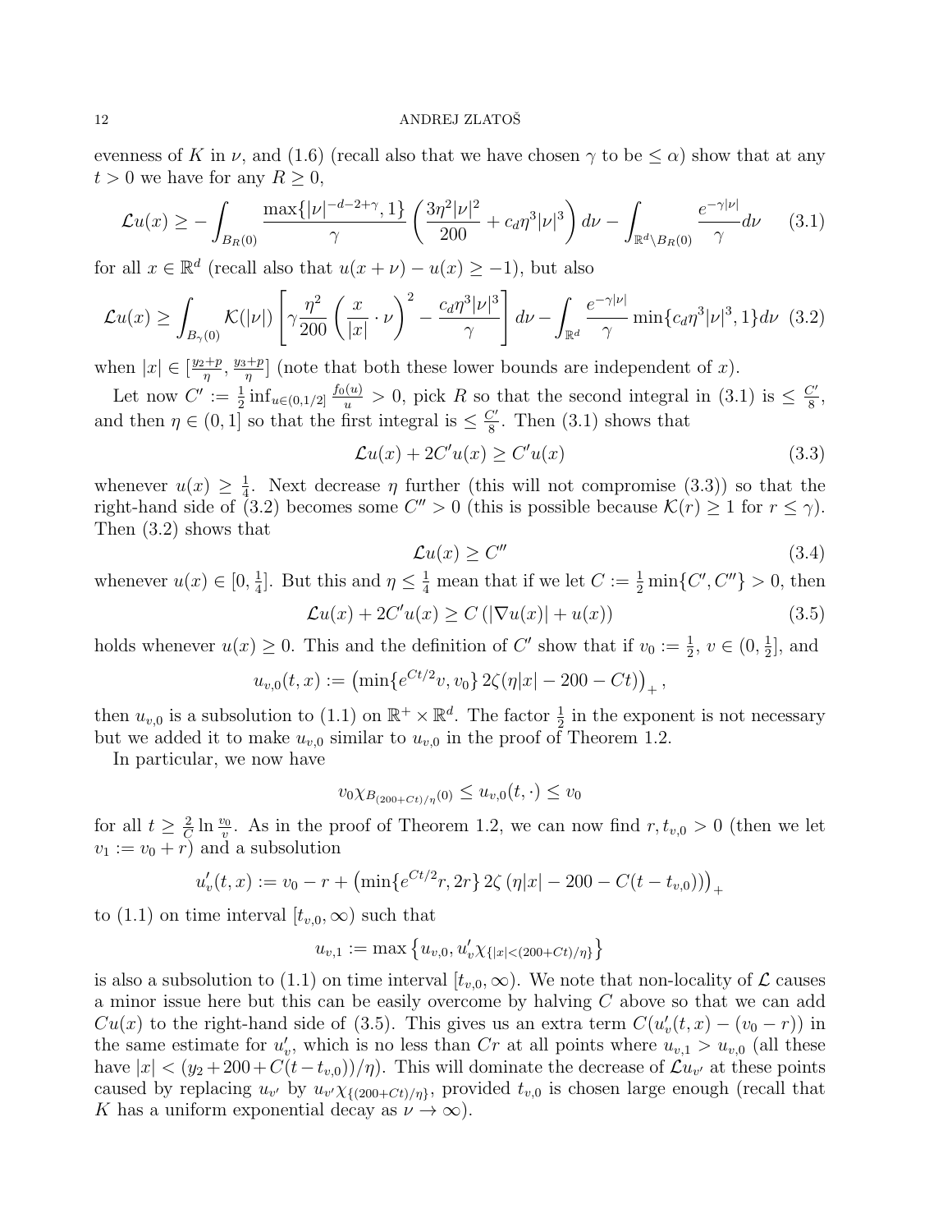evenness of $K$ in $\nu$, and (1.6) (recall also that we have chosen $\gamma$ to be $\leq \alpha$) show that at any $t > 0$ we have for any $R \geq 0$,

$$\mathcal{L}u(x) \geq -\int_{B_R(0)} \frac{\max\{|\nu|^{-d-2+\gamma}, 1\}}{\gamma} \left( \frac{3\eta^2|\nu|^2}{200} + c_d\eta^3|\nu|^3 \right) d\nu - \int_{\mathbb{R}^d \setminus B_R(0)} \frac{e^{-\gamma|\nu|}}{\gamma} d\nu \tag{3.1}$$

for all $x \in \mathbb{R}^d$ (recall also that $u(x+\nu) - u(x) \geq -1$), but also

$$\mathcal{L}u(x) \geq \int_{B_\gamma(0)} \mathcal{K}(|\nu|) \left[ \gamma \frac{\eta^2}{200} \left( \frac{x}{|x|} \cdot \nu \right)^2 - \frac{c_d\eta^3|\nu|^3}{\gamma} \right] d\nu - \int_{\mathbb{R}^d} \frac{e^{-\gamma|\nu|}}{\gamma} \min\{c_d\eta^3|\nu|^3, 1\} d\nu \tag{3.2}$$

when $|x| \in [\frac{y_2+p}{\eta}, \frac{y_3+p}{\eta}]$ (note that both these lower bounds are independent of $x$).

Let now $C' := \frac{1}{2} \inf_{u \in (0,1/2]} \frac{f_0(u)}{u} > 0$, pick $R$ so that the second integral in (3.1) is $\leq \frac{C'}{8}$, and then $\eta \in (0, 1]$ so that the first integral is $\leq \frac{C'}{8}$. Then (3.1) shows that

$$\mathcal{L}u(x) + 2C'u(x) \geq C'u(x) \tag{3.3}$$

whenever $u(x) \geq \frac{1}{4}$. Next decrease $\eta$ further (this will not compromise (3.3)) so that the right-hand side of (3.2) becomes some $C'' > 0$ (this is possible because $\mathcal{K}(r) \geq 1$ for $r \leq \gamma$). Then (3.2) shows that

$$\mathcal{L}u(x) \geq C'' \tag{3.4}$$

whenever $u(x) \in [0, \frac{1}{4}]$. But this and $\eta \leq \frac{1}{4}$ mean that if we let $C := \frac{1}{2} \min\{C', C''\} > 0$, then

$$\mathcal{L}u(x) + 2C'u(x) \geq C\left(|\nabla u(x)| + u(x)\right) \tag{3.5}$$

holds whenever $u(x) \geq 0$. This and the definition of $C'$ show that if $v_0 := \frac{1}{2}$, $v \in (0, \frac{1}{2}]$, and

$$u_{v,0}(t,x) := \left(\min\{e^{Ct/2}v, v_0\}\, 2\zeta(\eta|x| - 200 - Ct)\right)_+,$$

then $u_{v,0}$ is a subsolution to (1.1) on $\mathbb{R}^+ \times \mathbb{R}^d$. The factor $\frac{1}{2}$ in the exponent is not necessary but we added it to make $u_{v,0}$ similar to $u_{v,0}$ in the proof of Theorem 1.2.

In particular, we now have

$$v_0 \chi_{B_{(200+Ct)/\eta}(0)} \leq u_{v,0}(t, \cdot) \leq v_0$$

for all $t \geq \frac{2}{C} \ln \frac{v_0}{v}$. As in the proof of Theorem 1.2, we can now find $r, t_{v,0} > 0$ (then we let $v_1 := v_0 + r$) and a subsolution

$$u'_v(t,x) := v_0 - r + \left(\min\{e^{Ct/2}r, 2r\}\, 2\zeta\left(\eta|x| - 200 - C(t - t_{v,0})\right)\right)_+$$

to (1.1) on time interval $[t_{v,0}, \infty)$ such that

$$u_{v,1} := \max\left\{u_{v,0}, u'_v \chi_{\{|x| < (200+Ct)/\eta\}}\right\}$$

is also a subsolution to (1.1) on time interval $[t_{v,0}, \infty)$. We note that non-locality of $\mathcal{L}$ causes a minor issue here but this can be easily overcome by halving $C$ above so that we can add $Cu(x)$ to the right-hand side of (3.5). This gives us an extra term $C(u'_v(t,x) - (v_0 - r))$ in the same estimate for $u'_v$, which is no less than $Cr$ at all points where $u_{v,1} > u_{v,0}$ (all these have $|x| < (y_2 + 200 + C(t - t_{v,0}))/\eta$). This will dominate the decrease of $\mathcal{L}u_{v'}$ at these points caused by replacing $u_{v'}$ by $u_{v'}\chi_{\{(200+Ct)/\eta\}}$, provided $t_{v,0}$ is chosen large enough (recall that $K$ has a uniform exponential decay as $\nu \to \infty$).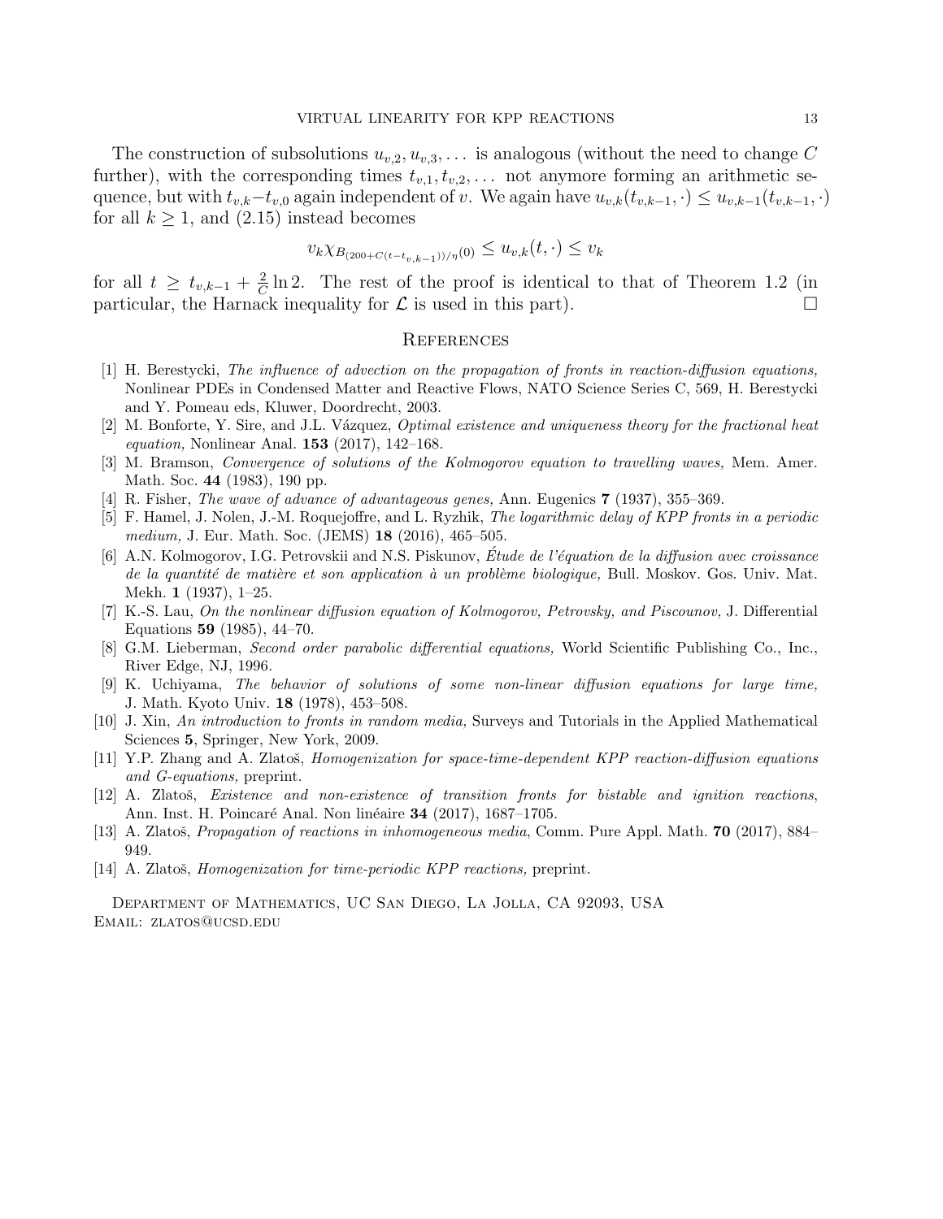The construction of subsolutions $u_{v,2}, u_{v,3}, \dots$ is analogous (without the need to change $C$ further), with the corresponding times $t_{v,1}, t_{v,2}, \dots$ not anymore forming an arithmetic sequence, but with $t_{v,k} - t_{v,0}$ again independent of $v$. We again have $u_{v,k}(t_{v,k-1}, \cdot) \le u_{v,k-1}(t_{v,k-1}, \cdot)$ for all $k \ge 1$, and (2.15) instead becomes

$$v_k \chi_{B_{(200+C(t-t_{v,k-1}))/\eta}(0)} \le u_{v,k}(t, \cdot) \le v_k$$

for all $t \ge t_{v,k-1} + \frac{2}{C} \ln 2$. The rest of the proof is identical to that of Theorem 1.2 (in particular, the Harnack inequality for $\mathcal{L}$ is used in this part). □

## References

[1] H. Berestycki, *The influence of advection on the propagation of fronts in reaction-diffusion equations,* Nonlinear PDEs in Condensed Matter and Reactive Flows, NATO Science Series C, 569, H. Berestycki and Y. Pomeau eds, Kluwer, Doordrecht, 2003.

[2] M. Bonforte, Y. Sire, and J.L. Vázquez, *Optimal existence and uniqueness theory for the fractional heat equation,* Nonlinear Anal. **153** (2017), 142–168.

[3] M. Bramson, *Convergence of solutions of the Kolmogorov equation to travelling waves,* Mem. Amer. Math. Soc. **44** (1983), 190 pp.

[4] R. Fisher, *The wave of advance of advantageous genes,* Ann. Eugenics **7** (1937), 355–369.

[5] F. Hamel, J. Nolen, J.-M. Roquejoffre, and L. Ryzhik, *The logarithmic delay of KPP fronts in a periodic medium,* J. Eur. Math. Soc. (JEMS) **18** (2016), 465–505.

[6] A.N. Kolmogorov, I.G. Petrovskii and N.S. Piskunov, *Étude de l'équation de la diffusion avec croissance de la quantité de matière et son application à un problème biologique,* Bull. Moskov. Gos. Univ. Mat. Mekh. **1** (1937), 1–25.

[7] K.-S. Lau, *On the nonlinear diffusion equation of Kolmogorov, Petrovsky, and Piscounov,* J. Differential Equations **59** (1985), 44–70.

[8] G.M. Lieberman, *Second order parabolic differential equations,* World Scientific Publishing Co., Inc., River Edge, NJ, 1996.

[9] K. Uchiyama, *The behavior of solutions of some non-linear diffusion equations for large time,* J. Math. Kyoto Univ. **18** (1978), 453–508.

[10] J. Xin, *An introduction to fronts in random media,* Surveys and Tutorials in the Applied Mathematical Sciences **5**, Springer, New York, 2009.

[11] Y.P. Zhang and A. Zlatoš, *Homogenization for space-time-dependent KPP reaction-diffusion equations and G-equations,* preprint.

[12] A. Zlatoš, *Existence and non-existence of transition fronts for bistable and ignition reactions*, Ann. Inst. H. Poincaré Anal. Non linéaire **34** (2017), 1687–1705.

[13] A. Zlatoš, *Propagation of reactions in inhomogeneous media*, Comm. Pure Appl. Math. **70** (2017), 884–949.

[14] A. Zlatoš, *Homogenization for time-periodic KPP reactions,* preprint.

Department of Mathematics, UC San Diego, La Jolla, CA 92093, USA
Email: zlatos@ucsd.edu